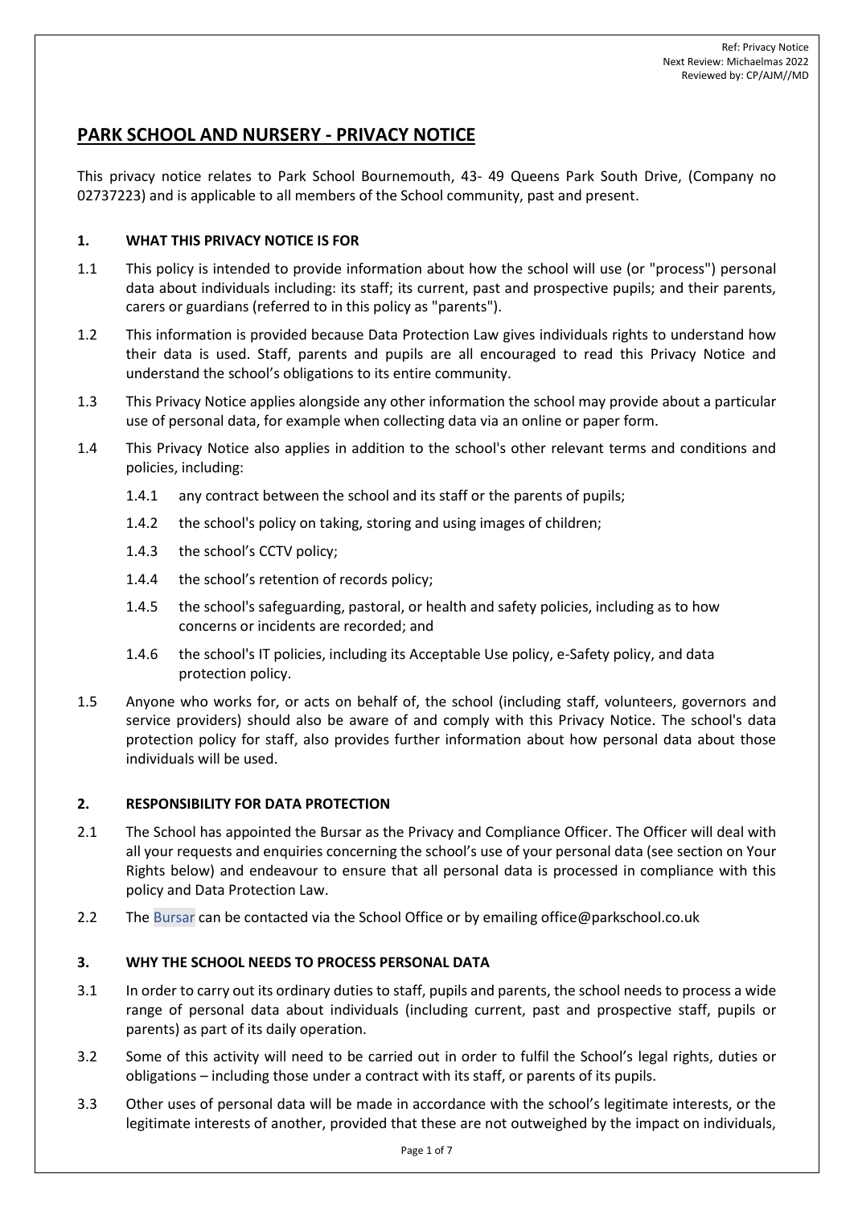Ref: Privacy Notice
Next Review: Michaelmas 2022
Reviewed by: CP/AJM//MD

# PARK SCHOOL AND NURSERY - PRIVACY NOTICE

This privacy notice relates to Park School Bournemouth, 43- 49 Queens Park South Drive, (Company no 02737223) and is applicable to all members of the School community, past and present.

## 1. WHAT THIS PRIVACY NOTICE IS FOR

1.1 This policy is intended to provide information about how the school will use (or "process") personal data about individuals including: its staff; its current, past and prospective pupils; and their parents, carers or guardians (referred to in this policy as "parents").

1.2 This information is provided because Data Protection Law gives individuals rights to understand how their data is used. Staff, parents and pupils are all encouraged to read this Privacy Notice and understand the school's obligations to its entire community.

1.3 This Privacy Notice applies alongside any other information the school may provide about a particular use of personal data, for example when collecting data via an online or paper form.

1.4 This Privacy Notice also applies in addition to the school's other relevant terms and conditions and policies, including:

- 1.4.1 any contract between the school and its staff or the parents of pupils;
- 1.4.2 the school's policy on taking, storing and using images of children;
- 1.4.3 the school's CCTV policy;
- 1.4.4 the school's retention of records policy;
- 1.4.5 the school's safeguarding, pastoral, or health and safety policies, including as to how concerns or incidents are recorded; and
- 1.4.6 the school's IT policies, including its Acceptable Use policy, e-Safety policy, and data protection policy.

1.5 Anyone who works for, or acts on behalf of, the school (including staff, volunteers, governors and service providers) should also be aware of and comply with this Privacy Notice. The school's data protection policy for staff, also provides further information about how personal data about those individuals will be used.

## 2. RESPONSIBILITY FOR DATA PROTECTION

2.1 The School has appointed the Bursar as the Privacy and Compliance Officer. The Officer will deal with all your requests and enquiries concerning the school's use of your personal data (see section on Your Rights below) and endeavour to ensure that all personal data is processed in compliance with this policy and Data Protection Law.

2.2 The Bursar can be contacted via the School Office or by emailing office@parkschool.co.uk

## 3. WHY THE SCHOOL NEEDS TO PROCESS PERSONAL DATA

3.1 In order to carry out its ordinary duties to staff, pupils and parents, the school needs to process a wide range of personal data about individuals (including current, past and prospective staff, pupils or parents) as part of its daily operation.

3.2 Some of this activity will need to be carried out in order to fulfil the School's legal rights, duties or obligations – including those under a contract with its staff, or parents of its pupils.

3.3 Other uses of personal data will be made in accordance with the school's legitimate interests, or the legitimate interests of another, provided that these are not outweighed by the impact on individuals,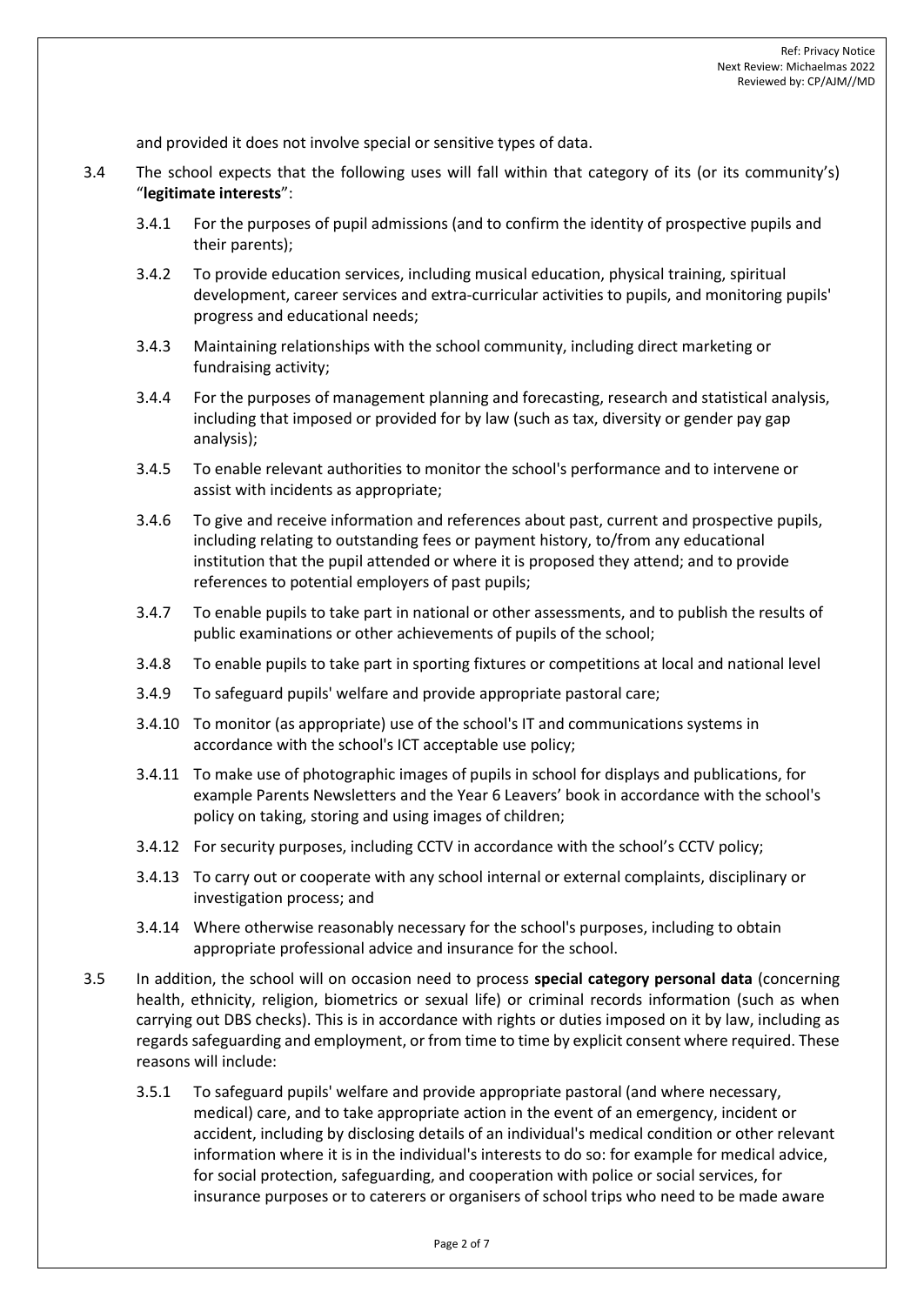and provided it does not involve special or sensitive types of data.

3.4 The school expects that the following uses will fall within that category of its (or its community's) "**legitimate interests**":

- 3.4.1 For the purposes of pupil admissions (and to confirm the identity of prospective pupils and their parents);
- 3.4.2 To provide education services, including musical education, physical training, spiritual development, career services and extra-curricular activities to pupils, and monitoring pupils' progress and educational needs;
- 3.4.3 Maintaining relationships with the school community, including direct marketing or fundraising activity;
- 3.4.4 For the purposes of management planning and forecasting, research and statistical analysis, including that imposed or provided for by law (such as tax, diversity or gender pay gap analysis);
- 3.4.5 To enable relevant authorities to monitor the school's performance and to intervene or assist with incidents as appropriate;
- 3.4.6 To give and receive information and references about past, current and prospective pupils, including relating to outstanding fees or payment history, to/from any educational institution that the pupil attended or where it is proposed they attend; and to provide references to potential employers of past pupils;
- 3.4.7 To enable pupils to take part in national or other assessments, and to publish the results of public examinations or other achievements of pupils of the school;
- 3.4.8 To enable pupils to take part in sporting fixtures or competitions at local and national level
- 3.4.9 To safeguard pupils' welfare and provide appropriate pastoral care;
- 3.4.10 To monitor (as appropriate) use of the school's IT and communications systems in accordance with the school's ICT acceptable use policy;
- 3.4.11 To make use of photographic images of pupils in school for displays and publications, for example Parents Newsletters and the Year 6 Leavers' book in accordance with the school's policy on taking, storing and using images of children;
- 3.4.12 For security purposes, including CCTV in accordance with the school's CCTV policy;
- 3.4.13 To carry out or cooperate with any school internal or external complaints, disciplinary or investigation process; and
- 3.4.14 Where otherwise reasonably necessary for the school's purposes, including to obtain appropriate professional advice and insurance for the school.

3.5 In addition, the school will on occasion need to process **special category personal data** (concerning health, ethnicity, religion, biometrics or sexual life) or criminal records information (such as when carrying out DBS checks). This is in accordance with rights or duties imposed on it by law, including as regards safeguarding and employment, or from time to time by explicit consent where required. These reasons will include:

- 3.5.1 To safeguard pupils' welfare and provide appropriate pastoral (and where necessary, medical) care, and to take appropriate action in the event of an emergency, incident or accident, including by disclosing details of an individual's medical condition or other relevant information where it is in the individual's interests to do so: for example for medical advice, for social protection, safeguarding, and cooperation with police or social services, for insurance purposes or to caterers or organisers of school trips who need to be made aware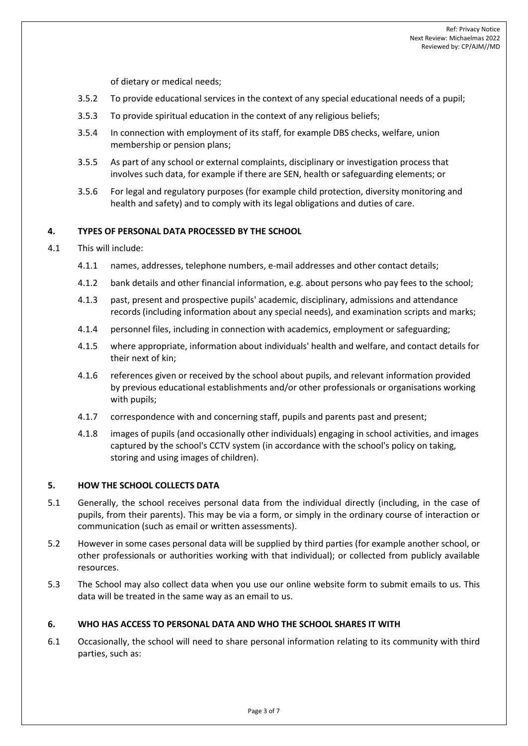of dietary or medical needs;

3.5.2 To provide educational services in the context of any special educational needs of a pupil;

3.5.3 To provide spiritual education in the context of any religious beliefs;

3.5.4 In connection with employment of its staff, for example DBS checks, welfare, union membership or pension plans;

3.5.5 As part of any school or external complaints, disciplinary or investigation process that involves such data, for example if there are SEN, health or safeguarding elements; or

3.5.6 For legal and regulatory purposes (for example child protection, diversity monitoring and health and safety) and to comply with its legal obligations and duties of care.

## 4. TYPES OF PERSONAL DATA PROCESSED BY THE SCHOOL

4.1 This will include:

4.1.1 names, addresses, telephone numbers, e-mail addresses and other contact details;

4.1.2 bank details and other financial information, e.g. about persons who pay fees to the school;

4.1.3 past, present and prospective pupils' academic, disciplinary, admissions and attendance records (including information about any special needs), and examination scripts and marks;

4.1.4 personnel files, including in connection with academics, employment or safeguarding;

4.1.5 where appropriate, information about individuals' health and welfare, and contact details for their next of kin;

4.1.6 references given or received by the school about pupils, and relevant information provided by previous educational establishments and/or other professionals or organisations working with pupils;

4.1.7 correspondence with and concerning staff, pupils and parents past and present;

4.1.8 images of pupils (and occasionally other individuals) engaging in school activities, and images captured by the school's CCTV system (in accordance with the school's policy on taking, storing and using images of children).

## 5. HOW THE SCHOOL COLLECTS DATA

5.1 Generally, the school receives personal data from the individual directly (including, in the case of pupils, from their parents). This may be via a form, or simply in the ordinary course of interaction or communication (such as email or written assessments).

5.2 However in some cases personal data will be supplied by third parties (for example another school, or other professionals or authorities working with that individual); or collected from publicly available resources.

5.3 The School may also collect data when you use our online website form to submit emails to us. This data will be treated in the same way as an email to us.

## 6. WHO HAS ACCESS TO PERSONAL DATA AND WHO THE SCHOOL SHARES IT WITH

6.1 Occasionally, the school will need to share personal information relating to its community with third parties, such as: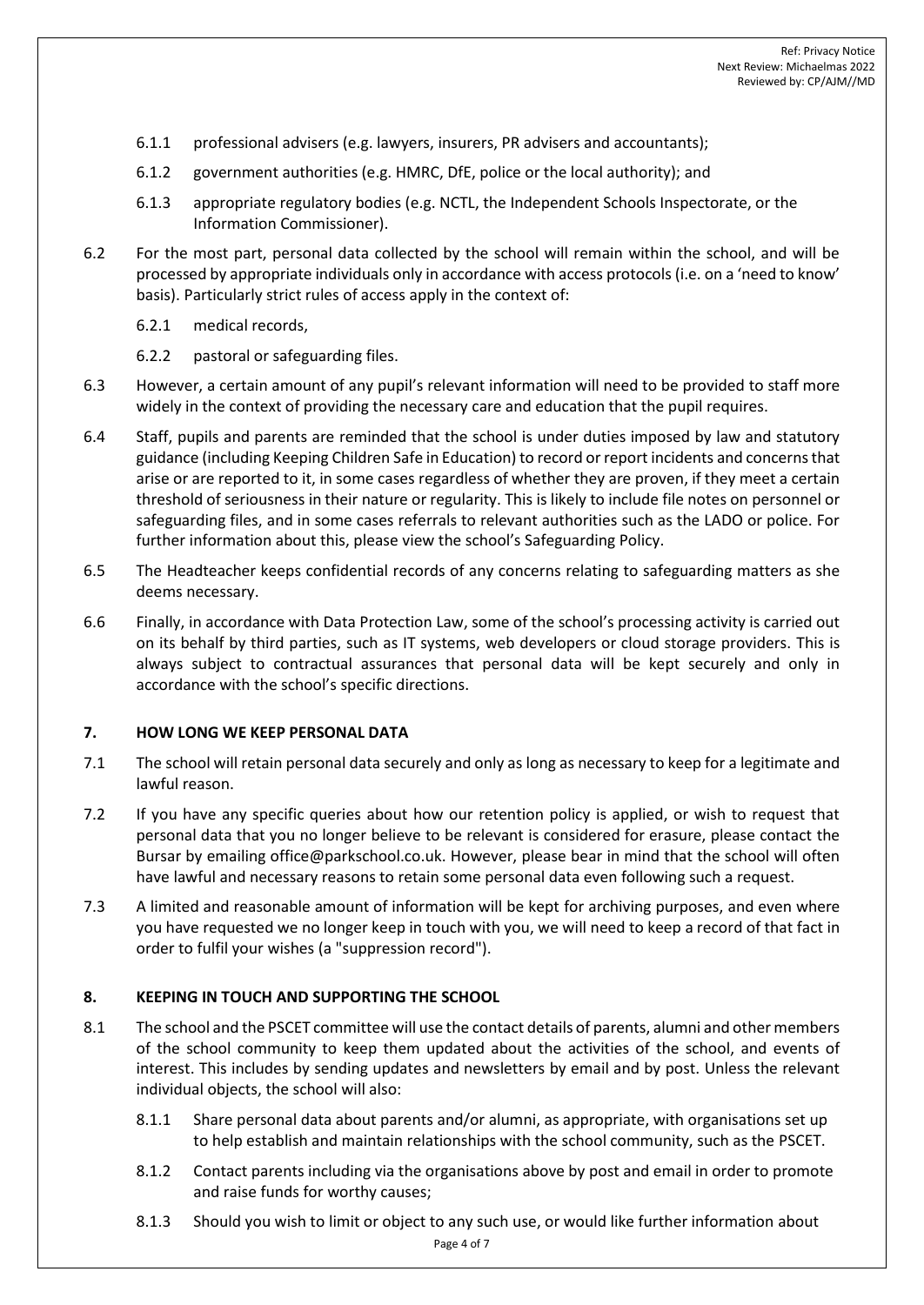6.1.1 professional advisers (e.g. lawyers, insurers, PR advisers and accountants);

6.1.2 government authorities (e.g. HMRC, DfE, police or the local authority); and

6.1.3 appropriate regulatory bodies (e.g. NCTL, the Independent Schools Inspectorate, or the Information Commissioner).

6.2 For the most part, personal data collected by the school will remain within the school, and will be processed by appropriate individuals only in accordance with access protocols (i.e. on a 'need to know' basis). Particularly strict rules of access apply in the context of:

6.2.1 medical records,

6.2.2 pastoral or safeguarding files.

6.3 However, a certain amount of any pupil's relevant information will need to be provided to staff more widely in the context of providing the necessary care and education that the pupil requires.

6.4 Staff, pupils and parents are reminded that the school is under duties imposed by law and statutory guidance (including Keeping Children Safe in Education) to record or report incidents and concerns that arise or are reported to it, in some cases regardless of whether they are proven, if they meet a certain threshold of seriousness in their nature or regularity. This is likely to include file notes on personnel or safeguarding files, and in some cases referrals to relevant authorities such as the LADO or police. For further information about this, please view the school's Safeguarding Policy.

6.5 The Headteacher keeps confidential records of any concerns relating to safeguarding matters as she deems necessary.

6.6 Finally, in accordance with Data Protection Law, some of the school's processing activity is carried out on its behalf by third parties, such as IT systems, web developers or cloud storage providers. This is always subject to contractual assurances that personal data will be kept securely and only in accordance with the school's specific directions.

## 7. HOW LONG WE KEEP PERSONAL DATA

7.1 The school will retain personal data securely and only as long as necessary to keep for a legitimate and lawful reason.

7.2 If you have any specific queries about how our retention policy is applied, or wish to request that personal data that you no longer believe to be relevant is considered for erasure, please contact the Bursar by emailing office@parkschool.co.uk. However, please bear in mind that the school will often have lawful and necessary reasons to retain some personal data even following such a request.

7.3 A limited and reasonable amount of information will be kept for archiving purposes, and even where you have requested we no longer keep in touch with you, we will need to keep a record of that fact in order to fulfil your wishes (a "suppression record").

## 8. KEEPING IN TOUCH AND SUPPORTING THE SCHOOL

8.1 The school and the PSCET committee will use the contact details of parents, alumni and other members of the school community to keep them updated about the activities of the school, and events of interest. This includes by sending updates and newsletters by email and by post. Unless the relevant individual objects, the school will also:

8.1.1 Share personal data about parents and/or alumni, as appropriate, with organisations set up to help establish and maintain relationships with the school community, such as the PSCET.

8.1.2 Contact parents including via the organisations above by post and email in order to promote and raise funds for worthy causes;

8.1.3 Should you wish to limit or object to any such use, or would like further information about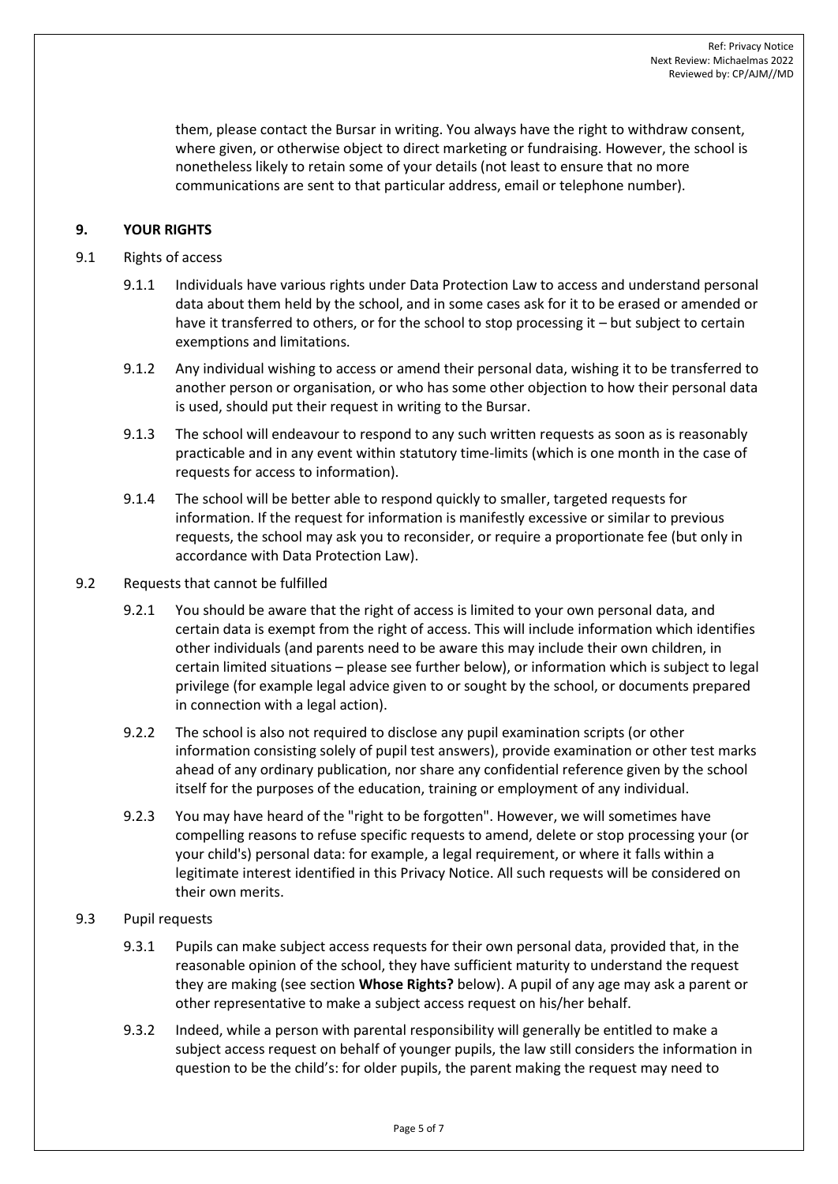them, please contact the Bursar in writing. You always have the right to withdraw consent, where given, or otherwise object to direct marketing or fundraising. However, the school is nonetheless likely to retain some of your details (not least to ensure that no more communications are sent to that particular address, email or telephone number).

## 9. YOUR RIGHTS

### 9.1 Rights of access

9.1.1 Individuals have various rights under Data Protection Law to access and understand personal data about them held by the school, and in some cases ask for it to be erased or amended or have it transferred to others, or for the school to stop processing it – but subject to certain exemptions and limitations.

9.1.2 Any individual wishing to access or amend their personal data, wishing it to be transferred to another person or organisation, or who has some other objection to how their personal data is used, should put their request in writing to the Bursar.

9.1.3 The school will endeavour to respond to any such written requests as soon as is reasonably practicable and in any event within statutory time-limits (which is one month in the case of requests for access to information).

9.1.4 The school will be better able to respond quickly to smaller, targeted requests for information. If the request for information is manifestly excessive or similar to previous requests, the school may ask you to reconsider, or require a proportionate fee (but only in accordance with Data Protection Law).

### 9.2 Requests that cannot be fulfilled

9.2.1 You should be aware that the right of access is limited to your own personal data, and certain data is exempt from the right of access. This will include information which identifies other individuals (and parents need to be aware this may include their own children, in certain limited situations – please see further below), or information which is subject to legal privilege (for example legal advice given to or sought by the school, or documents prepared in connection with a legal action).

9.2.2 The school is also not required to disclose any pupil examination scripts (or other information consisting solely of pupil test answers), provide examination or other test marks ahead of any ordinary publication, nor share any confidential reference given by the school itself for the purposes of the education, training or employment of any individual.

9.2.3 You may have heard of the "right to be forgotten". However, we will sometimes have compelling reasons to refuse specific requests to amend, delete or stop processing your (or your child's) personal data: for example, a legal requirement, or where it falls within a legitimate interest identified in this Privacy Notice. All such requests will be considered on their own merits.

### 9.3 Pupil requests

9.3.1 Pupils can make subject access requests for their own personal data, provided that, in the reasonable opinion of the school, they have sufficient maturity to understand the request they are making (see section **Whose Rights?** below). A pupil of any age may ask a parent or other representative to make a subject access request on his/her behalf.

9.3.2 Indeed, while a person with parental responsibility will generally be entitled to make a subject access request on behalf of younger pupils, the law still considers the information in question to be the child's: for older pupils, the parent making the request may need to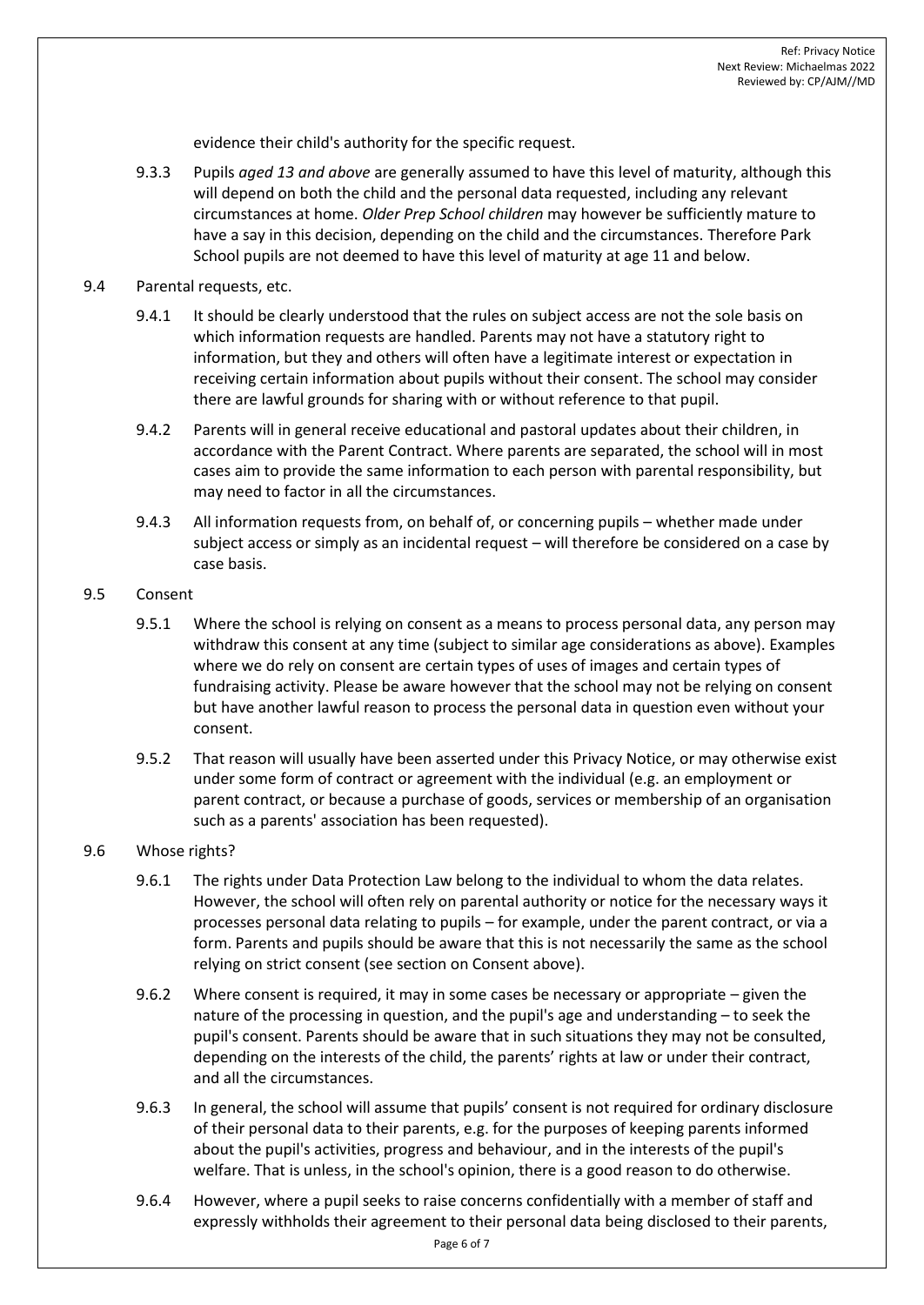evidence their child's authority for the specific request.

9.3.3 Pupils *aged 13 and above* are generally assumed to have this level of maturity, although this will depend on both the child and the personal data requested, including any relevant circumstances at home. *Older Prep School children* may however be sufficiently mature to have a say in this decision, depending on the child and the circumstances. Therefore Park School pupils are not deemed to have this level of maturity at age 11 and below.

9.4 Parental requests, etc.

9.4.1 It should be clearly understood that the rules on subject access are not the sole basis on which information requests are handled. Parents may not have a statutory right to information, but they and others will often have a legitimate interest or expectation in receiving certain information about pupils without their consent. The school may consider there are lawful grounds for sharing with or without reference to that pupil.

9.4.2 Parents will in general receive educational and pastoral updates about their children, in accordance with the Parent Contract. Where parents are separated, the school will in most cases aim to provide the same information to each person with parental responsibility, but may need to factor in all the circumstances.

9.4.3 All information requests from, on behalf of, or concerning pupils – whether made under subject access or simply as an incidental request – will therefore be considered on a case by case basis.

9.5 Consent

9.5.1 Where the school is relying on consent as a means to process personal data, any person may withdraw this consent at any time (subject to similar age considerations as above). Examples where we do rely on consent are certain types of uses of images and certain types of fundraising activity. Please be aware however that the school may not be relying on consent but have another lawful reason to process the personal data in question even without your consent.

9.5.2 That reason will usually have been asserted under this Privacy Notice, or may otherwise exist under some form of contract or agreement with the individual (e.g. an employment or parent contract, or because a purchase of goods, services or membership of an organisation such as a parents' association has been requested).

9.6 Whose rights?

9.6.1 The rights under Data Protection Law belong to the individual to whom the data relates. However, the school will often rely on parental authority or notice for the necessary ways it processes personal data relating to pupils – for example, under the parent contract, or via a form. Parents and pupils should be aware that this is not necessarily the same as the school relying on strict consent (see section on Consent above).

9.6.2 Where consent is required, it may in some cases be necessary or appropriate – given the nature of the processing in question, and the pupil's age and understanding – to seek the pupil's consent. Parents should be aware that in such situations they may not be consulted, depending on the interests of the child, the parents' rights at law or under their contract, and all the circumstances.

9.6.3 In general, the school will assume that pupils' consent is not required for ordinary disclosure of their personal data to their parents, e.g. for the purposes of keeping parents informed about the pupil's activities, progress and behaviour, and in the interests of the pupil's welfare. That is unless, in the school's opinion, there is a good reason to do otherwise.

9.6.4 However, where a pupil seeks to raise concerns confidentially with a member of staff and expressly withholds their agreement to their personal data being disclosed to their parents,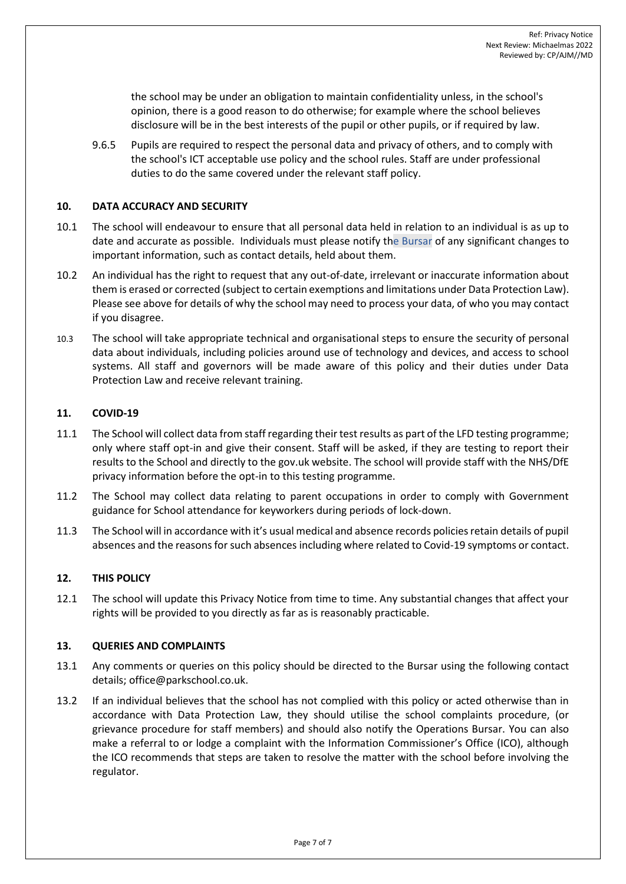the school may be under an obligation to maintain confidentiality unless, in the school's opinion, there is a good reason to do otherwise; for example where the school believes disclosure will be in the best interests of the pupil or other pupils, or if required by law.

9.6.5 Pupils are required to respect the personal data and privacy of others, and to comply with the school's ICT acceptable use policy and the school rules. Staff are under professional duties to do the same covered under the relevant staff policy.

## 10. DATA ACCURACY AND SECURITY

10.1 The school will endeavour to ensure that all personal data held in relation to an individual is as up to date and accurate as possible. Individuals must please notify the Bursar of any significant changes to important information, such as contact details, held about them.

10.2 An individual has the right to request that any out-of-date, irrelevant or inaccurate information about them is erased or corrected (subject to certain exemptions and limitations under Data Protection Law). Please see above for details of why the school may need to process your data, of who you may contact if you disagree.

10.3 The school will take appropriate technical and organisational steps to ensure the security of personal data about individuals, including policies around use of technology and devices, and access to school systems. All staff and governors will be made aware of this policy and their duties under Data Protection Law and receive relevant training.

## 11. COVID-19

11.1 The School will collect data from staff regarding their test results as part of the LFD testing programme; only where staff opt-in and give their consent. Staff will be asked, if they are testing to report their results to the School and directly to the gov.uk website. The school will provide staff with the NHS/DfE privacy information before the opt-in to this testing programme.

11.2 The School may collect data relating to parent occupations in order to comply with Government guidance for School attendance for keyworkers during periods of lock-down.

11.3 The School will in accordance with it's usual medical and absence records policies retain details of pupil absences and the reasons for such absences including where related to Covid-19 symptoms or contact.

## 12. THIS POLICY

12.1 The school will update this Privacy Notice from time to time. Any substantial changes that affect your rights will be provided to you directly as far as is reasonably practicable.

## 13. QUERIES AND COMPLAINTS

13.1 Any comments or queries on this policy should be directed to the Bursar using the following contact details; office@parkschool.co.uk.

13.2 If an individual believes that the school has not complied with this policy or acted otherwise than in accordance with Data Protection Law, they should utilise the school complaints procedure, (or grievance procedure for staff members) and should also notify the Operations Bursar. You can also make a referral to or lodge a complaint with the Information Commissioner's Office (ICO), although the ICO recommends that steps are taken to resolve the matter with the school before involving the regulator.